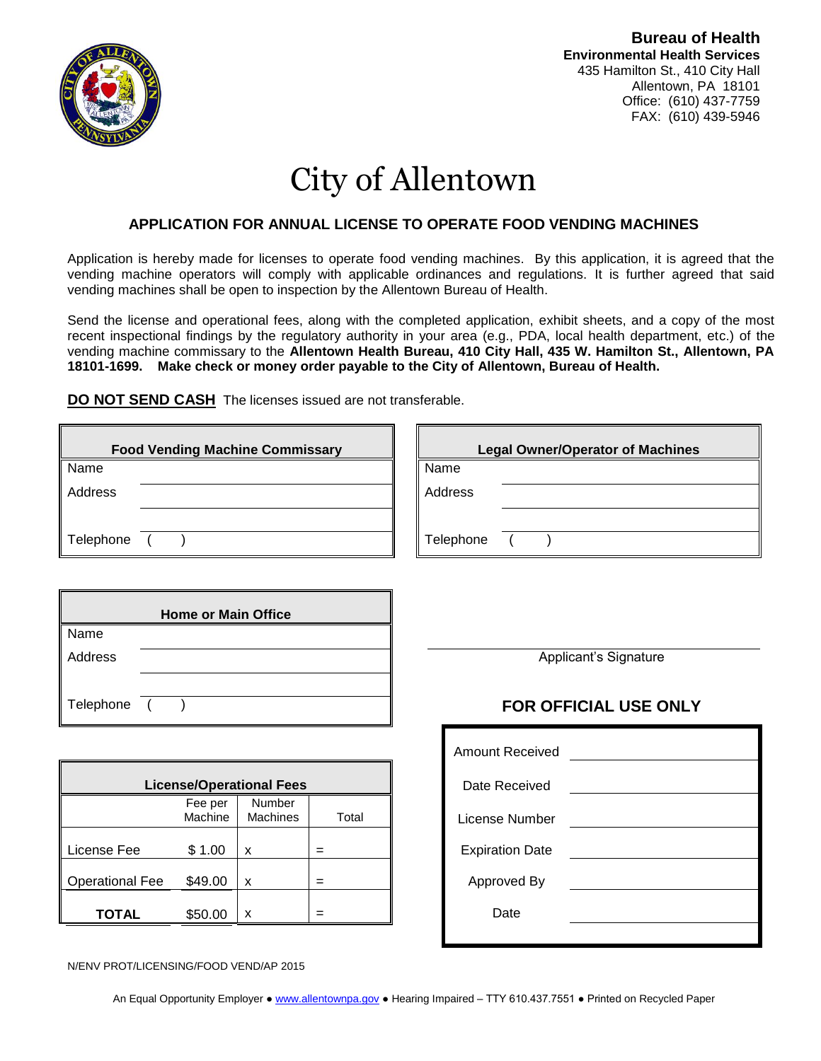**Bureau of Health**
**Environmental Health Services**
435 Hamilton St., 410 City Hall
Allentown, PA 18101
Office: (610) 437-7759
FAX: (610) 439-5946

# City of Allentown

## APPLICATION FOR ANNUAL LICENSE TO OPERATE FOOD VENDING MACHINES

Application is hereby made for licenses to operate food vending machines. By this application, it is agreed that the vending machine operators will comply with applicable ordinances and regulations. It is further agreed that said vending machines shall be open to inspection by the Allentown Bureau of Health.

Send the license and operational fees, along with the completed application, exhibit sheets, and a copy of the most recent inspectional findings by the regulatory authority in your area (e.g., PDA, local health department, etc.) of the vending machine commissary to the **Allentown Health Bureau, 410 City Hall, 435 W. Hamilton St., Allentown, PA 18101-1699. Make check or money order payable to the City of Allentown, Bureau of Health.**

**DO NOT SEND CASH** The licenses issued are not transferable.

| Food Vending Machine Commissary | |
|---|---|
| Name | |
| Address | |
| | |
| Telephone | ( ) |

| Legal Owner/Operator of Machines | |
|---|---|
| Name | |
| Address | |
| | |
| Telephone | ( ) |

| Home or Main Office | |
|---|---|
| Name | |
| Address | |
| | |
| Telephone | ( ) |

Applicant's Signature

| License/Operational Fees | | | |
|---|---|---|---|
| | Fee per Machine | Number Machines | Total |
| License Fee | $ 1.00 | x | = |
| Operational Fee | $49.00 | x | = |
| **TOTAL** | $50.00 | x | = |

### FOR OFFICIAL USE ONLY

| | |
|---|---|
| Amount Received | |
| Date Received | |
| License Number | |
| Expiration Date | |
| Approved By | |
| Date | |

N/ENV PROT/LICENSING/FOOD VEND/AP 2015

An Equal Opportunity Employer ● www.allentownpa.gov ● Hearing Impaired – TTY 610.437.7551 ● Printed on Recycled Paper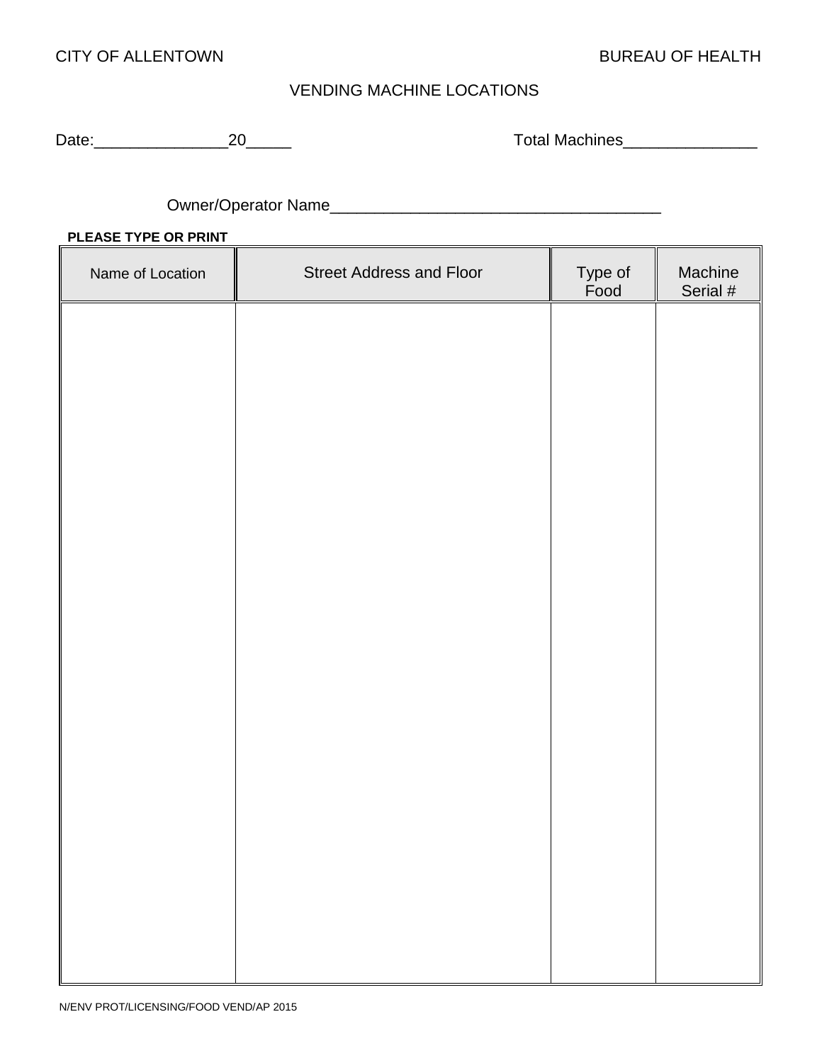CITY OF ALLENTOWN BUREAU OF HEALTH

VENDING MACHINE LOCATIONS

Date:_______________20_____ Total Machines_______________

Owner/Operator Name_____________________________________

**PLEASE TYPE OR PRINT**

| Name of Location | Street Address and Floor | Type of Food | Machine Serial # |
|---|---|---|---|
| | | | |

N/ENV PROT/LICENSING/FOOD VEND/AP 2015